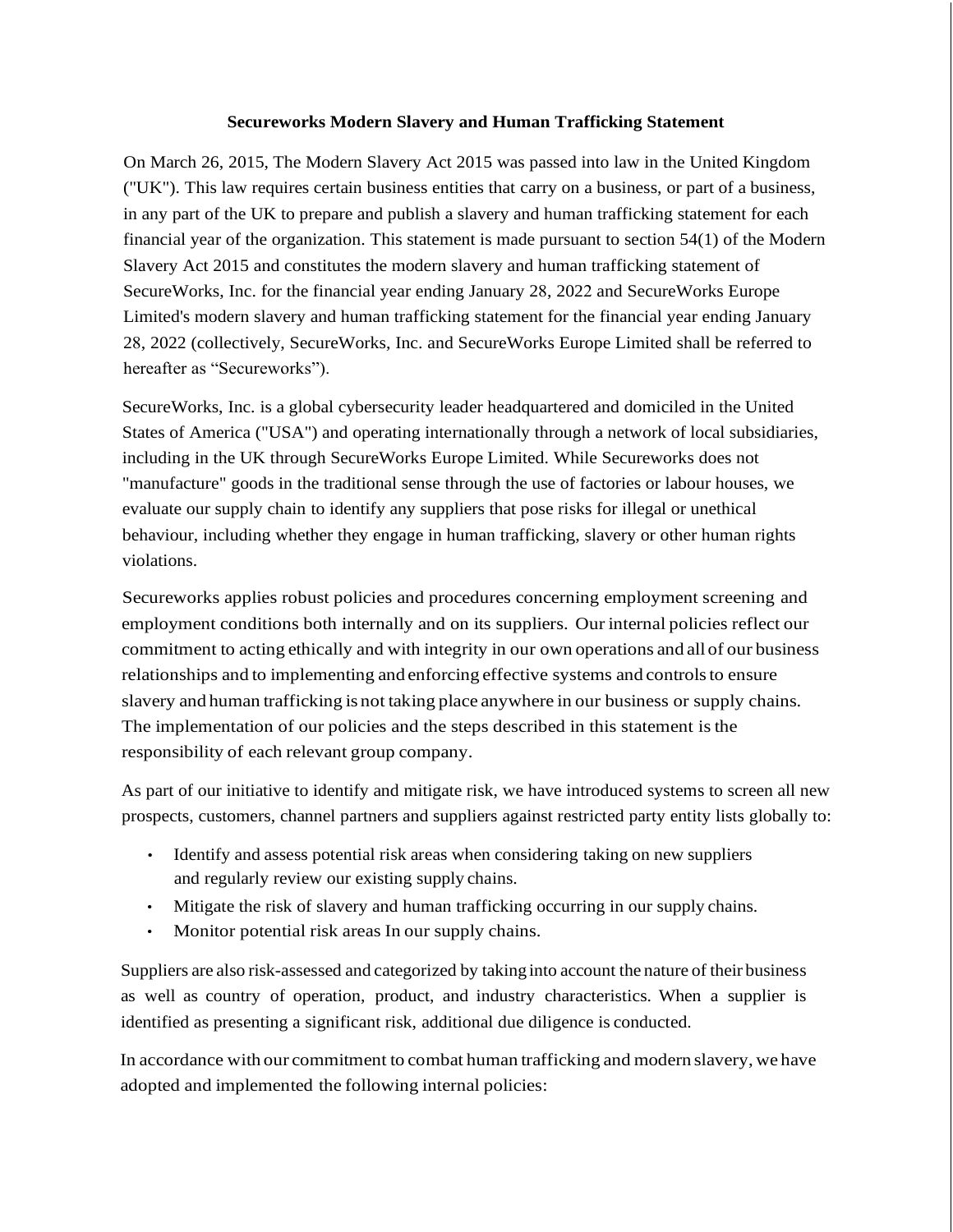**Secureworks Modern Slavery and Human Trafficking Statement**

On March 26, 2015, The Modern Slavery Act 2015 was passed into law in the United Kingdom ("UK"). This law requires certain business entities that carry on a business, or part of a business, in any part of the UK to prepare and publish a slavery and human trafficking statement for each financial year of the organization. This statement is made pursuant to section 54(1) of the Modern Slavery Act 2015 and constitutes the modern slavery and human trafficking statement of SecureWorks, Inc. for the financial year ending January 28, 2022 and SecureWorks Europe Limited's modern slavery and human trafficking statement for the financial year ending January 28, 2022 (collectively, SecureWorks, Inc. and SecureWorks Europe Limited shall be referred to hereafter as "Secureworks").

SecureWorks, Inc. is a global cybersecurity leader headquartered and domiciled in the United States of America ("USA") and operating internationally through a network of local subsidiaries, including in the UK through SecureWorks Europe Limited. While Secureworks does not "manufacture" goods in the traditional sense through the use of factories or labour houses, we evaluate our supply chain to identify any suppliers that pose risks for illegal or unethical behaviour, including whether they engage in human trafficking, slavery or other human rights violations.

Secureworks applies robust policies and procedures concerning employment screening and employment conditions both internally and on its suppliers. Our internal policies reflect our commitment to acting ethically and with integrity in our own operations and all of our business relationships and to implementing and enforcing effective systems and controls to ensure slavery and human trafficking is not taking place anywhere in our business or supply chains. The implementation of our policies and the steps described in this statement is the responsibility of each relevant group company.

As part of our initiative to identify and mitigate risk, we have introduced systems to screen all new prospects, customers, channel partners and suppliers against restricted party entity lists globally to:

- Identify and assess potential risk areas when considering taking on new suppliers and regularly review our existing supply chains.
- Mitigate the risk of slavery and human trafficking occurring in our supply chains.
- Monitor potential risk areas In our supply chains.

Suppliers are also risk-assessed and categorized by taking into account the nature of their business as well as country of operation, product, and industry characteristics. When a supplier is identified as presenting a significant risk, additional due diligence is conducted.

In accordance with our commitment to combat human trafficking and modern slavery, we have adopted and implemented the following internal policies: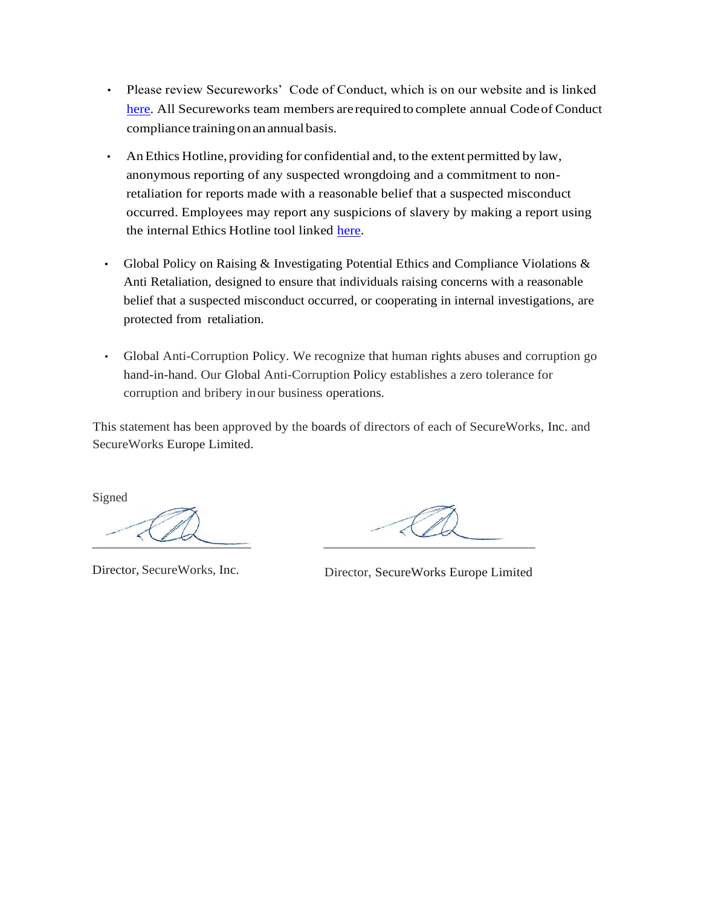- Please review Secureworks' Code of Conduct, which is on our website and is linked here. All Secureworks team members are required to complete annual Code of Conduct compliance training on an annual basis.

- An Ethics Hotline, providing for confidential and, to the extent permitted by law, anonymous reporting of any suspected wrongdoing and a commitment to non-retaliation for reports made with a reasonable belief that a suspected misconduct occurred. Employees may report any suspicions of slavery by making a report using the internal Ethics Hotline tool linked here.

- Global Policy on Raising & Investigating Potential Ethics and Compliance Violations & Anti Retaliation, designed to ensure that individuals raising concerns with a reasonable belief that a suspected misconduct occurred, or cooperating in internal investigations, are protected from retaliation.

- Global Anti-Corruption Policy. We recognize that human rights abuses and corruption go hand-in-hand. Our Global Anti-Corruption Policy establishes a zero tolerance for corruption and bribery in our business operations.

This statement has been approved by the boards of directors of each of SecureWorks, Inc. and SecureWorks Europe Limited.

Signed

\_\_\_\_\_\_\_\_\_\_\_\_\_\_\_\_\_\_\_\_\_\_\_\_\_\_

Director, SecureWorks, Inc.

\_\_\_\_\_\_\_\_\_\_\_\_\_\_\_\_\_\_\_\_\_\_\_\_\_\_

Director, SecureWorks Europe Limited